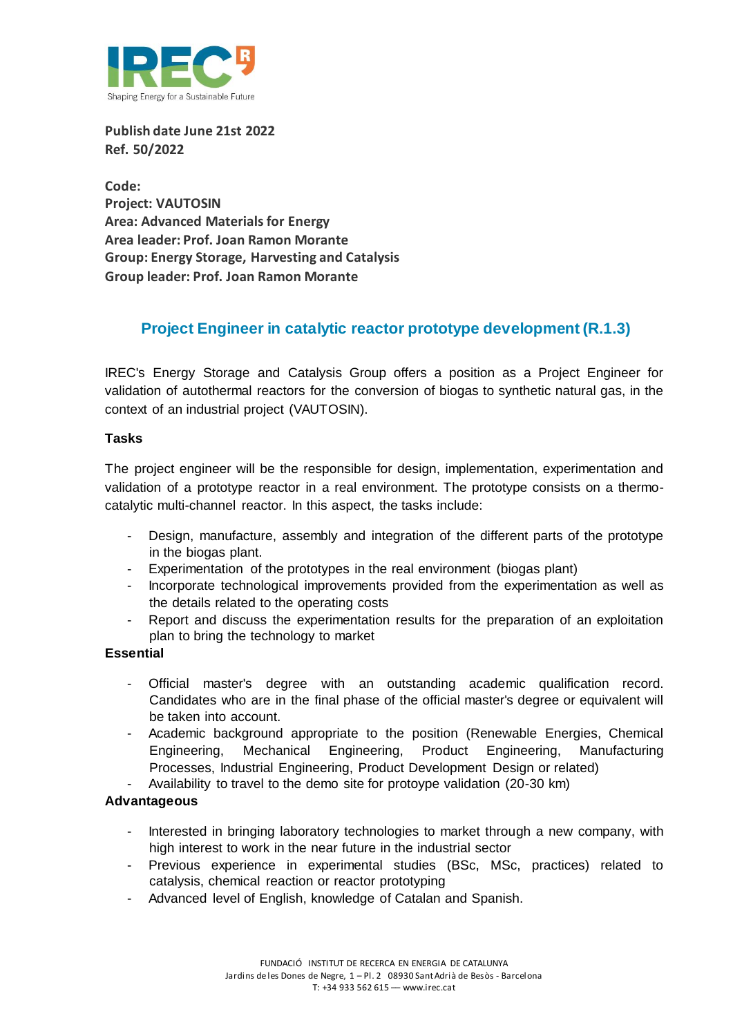Publish date June 21st 2022
Ref. 50/2022

**Code:**
**Project: VAUTOSIN**
**Area: Advanced Materials for Energy**
**Area leader: Prof. Joan Ramon Morante**
**Group: Energy Storage, Harvesting and Catalysis**
**Group leader: Prof. Joan Ramon Morante**

## Project Engineer in catalytic reactor prototype development (R.1.3)

IREC's Energy Storage and Catalysis Group offers a position as a Project Engineer for validation of autothermal reactors for the conversion of biogas to synthetic natural gas, in the context of an industrial project (VAUTOSIN).

### Tasks

The project engineer will be the responsible for design, implementation, experimentation and validation of a prototype reactor in a real environment. The prototype consists on a thermo-catalytic multi-channel reactor. In this aspect, the tasks include:

- Design, manufacture, assembly and integration of the different parts of the prototype in the biogas plant.
- Experimentation of the prototypes in the real environment (biogas plant)
- Incorporate technological improvements provided from the experimentation as well as the details related to the operating costs
- Report and discuss the experimentation results for the preparation of an exploitation plan to bring the technology to market

### Essential

- Official master's degree with an outstanding academic qualification record. Candidates who are in the final phase of the official master's degree or equivalent will be taken into account.
- Academic background appropriate to the position (Renewable Energies, Chemical Engineering, Mechanical Engineering, Product Engineering, Manufacturing Processes, Industrial Engineering, Product Development Design or related)
- Availability to travel to the demo site for protoype validation (20-30 km)

### Advantageous

- Interested in bringing laboratory technologies to market through a new company, with high interest to work in the near future in the industrial sector
- Previous experience in experimental studies (BSc, MSc, practices) related to catalysis, chemical reaction or reactor prototyping
- Advanced level of English, knowledge of Catalan and Spanish.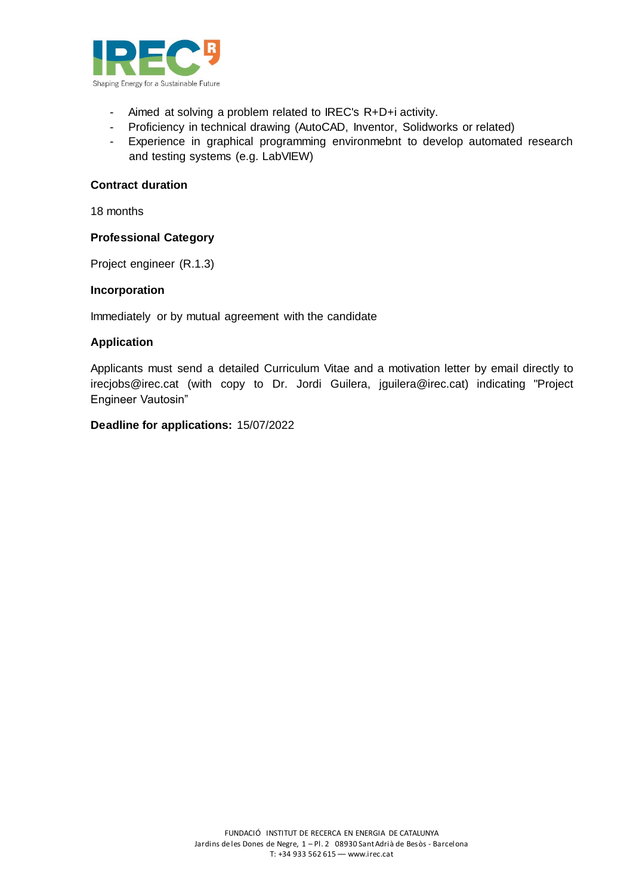- Aimed at solving a problem related to IREC's R+D+i activity.
- Proficiency in technical drawing (AutoCAD, Inventor, Solidworks or related)
- Experience in graphical programming environmebnt to develop automated research and testing systems (e.g. LabVIEW)

**Contract duration**

18 months

**Professional Category**

Project engineer (R.1.3)

**Incorporation**

Immediately or by mutual agreement with the candidate

**Application**

Applicants must send a detailed Curriculum Vitae and a motivation letter by email directly to irecjobs@irec.cat (with copy to Dr. Jordi Guilera, jguilera@irec.cat) indicating "Project Engineer Vautosin"

**Deadline for applications:** 15/07/2022